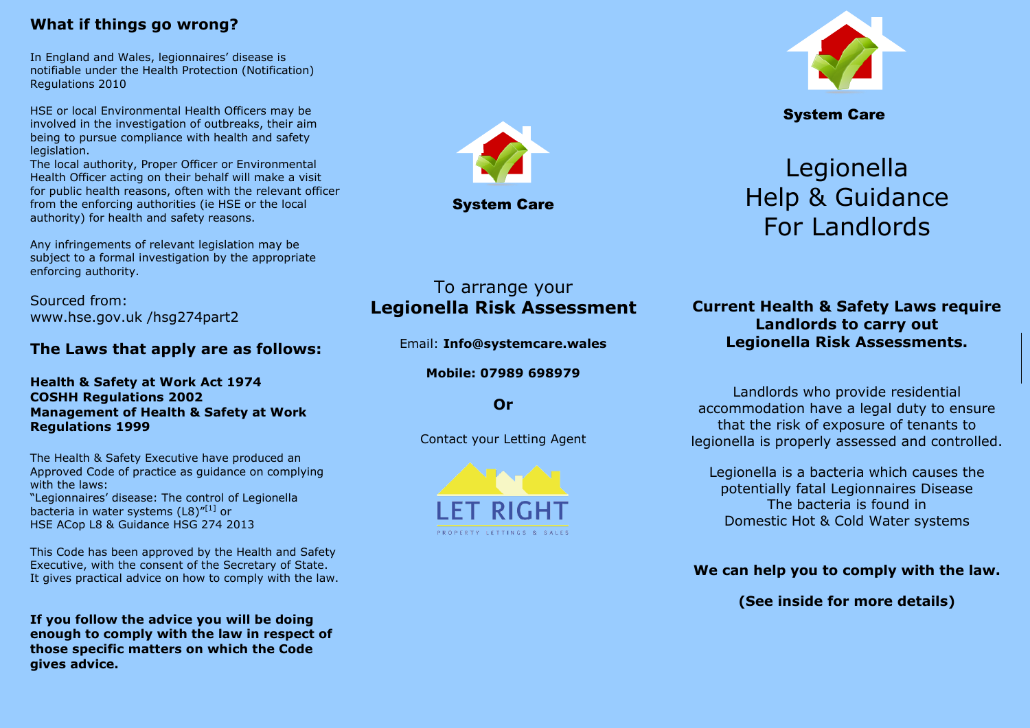## What if things go wrong?

In England and Wales, legionnaires' disease is notifiable under the Health Protection (Notification) Regulations 2010

HSE or local Environmental Health Officers may be involved in the investigation of outbreaks, their aim being to pursue compliance with health and safety legislation.
The local authority, Proper Officer or Environmental Health Officer acting on their behalf will make a visit for public health reasons, often with the relevant officer from the enforcing authorities (ie HSE or the local authority) for health and safety reasons.

Any infringements of relevant legislation may be subject to a formal investigation by the appropriate enforcing authority.

Sourced from:
www.hse.gov.uk /hsg274part2

## The Laws that apply are as follows:

**Health & Safety at Work Act 1974**
**COSHH Regulations 2002**
**Management of Health & Safety at Work Regulations 1999**

The Health & Safety Executive have produced an Approved Code of practice as guidance on complying with the laws:
"Legionnaires' disease: The control of Legionella bacteria in water systems (L8)"[1] or
HSE ACop L8 & Guidance HSG 274 2013

This Code has been approved by the Health and Safety Executive, with the consent of the Secretary of State. It gives practical advice on how to comply with the law.

**If you follow the advice you will be doing enough to comply with the law in respect of those specific matters on which the Code gives advice.**

**System Care**

To arrange your
**Legionella Risk Assessment**

Email: **Info@systemcare.wales**

**Mobile: 07989 698979**

**Or**

Contact your Letting Agent

LET RIGHT
PROPERTY LETTINGS & SALES

**System Care**

# Legionella Help & Guidance For Landlords

**Current Health & Safety Laws require Landlords to carry out Legionella Risk Assessments.**

Landlords who provide residential accommodation have a legal duty to ensure that the risk of exposure of tenants to legionella is properly assessed and controlled.

Legionella is a bacteria which causes the potentially fatal Legionnaires Disease
The bacteria is found in
Domestic Hot & Cold Water systems

**We can help you to comply with the law.**

**(See inside for more details)**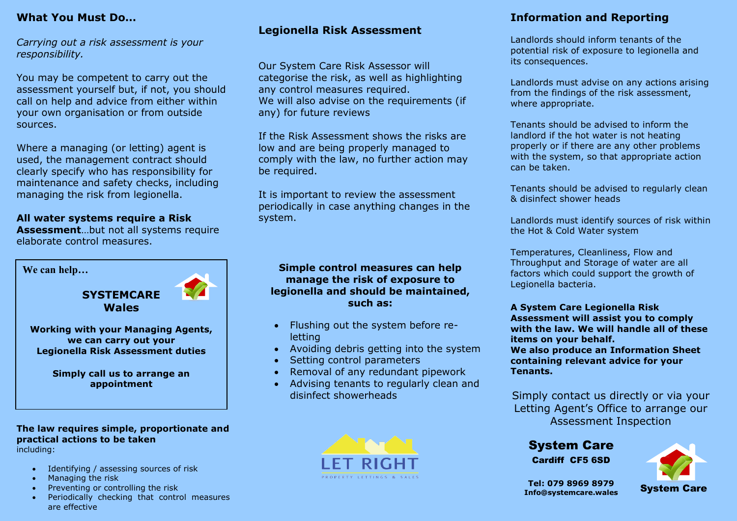## What You Must Do…

*Carrying out a risk assessment is your responsibility.*

You may be competent to carry out the assessment yourself but, if not, you should call on help and advice from either within your own organisation or from outside sources.

Where a managing (or letting) agent is used, the management contract should clearly specify who has responsibility for maintenance and safety checks, including managing the risk from legionella.

**All water systems require a Risk Assessment**…but not all systems require elaborate control measures.

**We can help…**

**SYSTEMCARE Wales**

**Working with your Managing Agents, we can carry out your Legionella Risk Assessment duties**

**Simply call us to arrange an appointment**

**The law requires simple, proportionate and practical actions to be taken** including:

- Identifying / assessing sources of risk
- Managing the risk
- Preventing or controlling the risk
- Periodically checking that control measures are effective

## Legionella Risk Assessment

Our System Care Risk Assessor will categorise the risk, as well as highlighting any control measures required.
We will also advise on the requirements (if any) for future reviews

If the Risk Assessment shows the risks are low and are being properly managed to comply with the law, no further action may be required.

It is important to review the assessment periodically in case anything changes in the system.

**Simple control measures can help manage the risk of exposure to legionella and should be maintained, such as:**

- Flushing out the system before re-letting
- Avoiding debris getting into the system
- Setting control parameters
- Removal of any redundant pipework
- Advising tenants to regularly clean and disinfect showerheads

LET RIGHT
PROPERTY LETTINGS & SALES

## Information and Reporting

Landlords should inform tenants of the potential risk of exposure to legionella and its consequences.

Landlords must advise on any actions arising from the findings of the risk assessment, where appropriate.

Tenants should be advised to inform the landlord if the hot water is not heating properly or if there are any other problems with the system, so that appropriate action can be taken.

Tenants should be advised to regularly clean & disinfect shower heads

Landlords must identify sources of risk within the Hot & Cold Water system

Temperatures, Cleanliness, Flow and Throughput and Storage of water are all factors which could support the growth of Legionella bacteria.

**A System Care Legionella Risk Assessment will assist you to comply with the law. We will handle all of these items on your behalf.**
**We also produce an Information Sheet containing relevant advice for your Tenants.**

Simply contact us directly or via your Letting Agent's Office to arrange our Assessment Inspection

**System Care**
**Cardiff CF5 6SD**

**Tel: 079 8969 8979**
**Info@systemcare.wales**

**System Care**